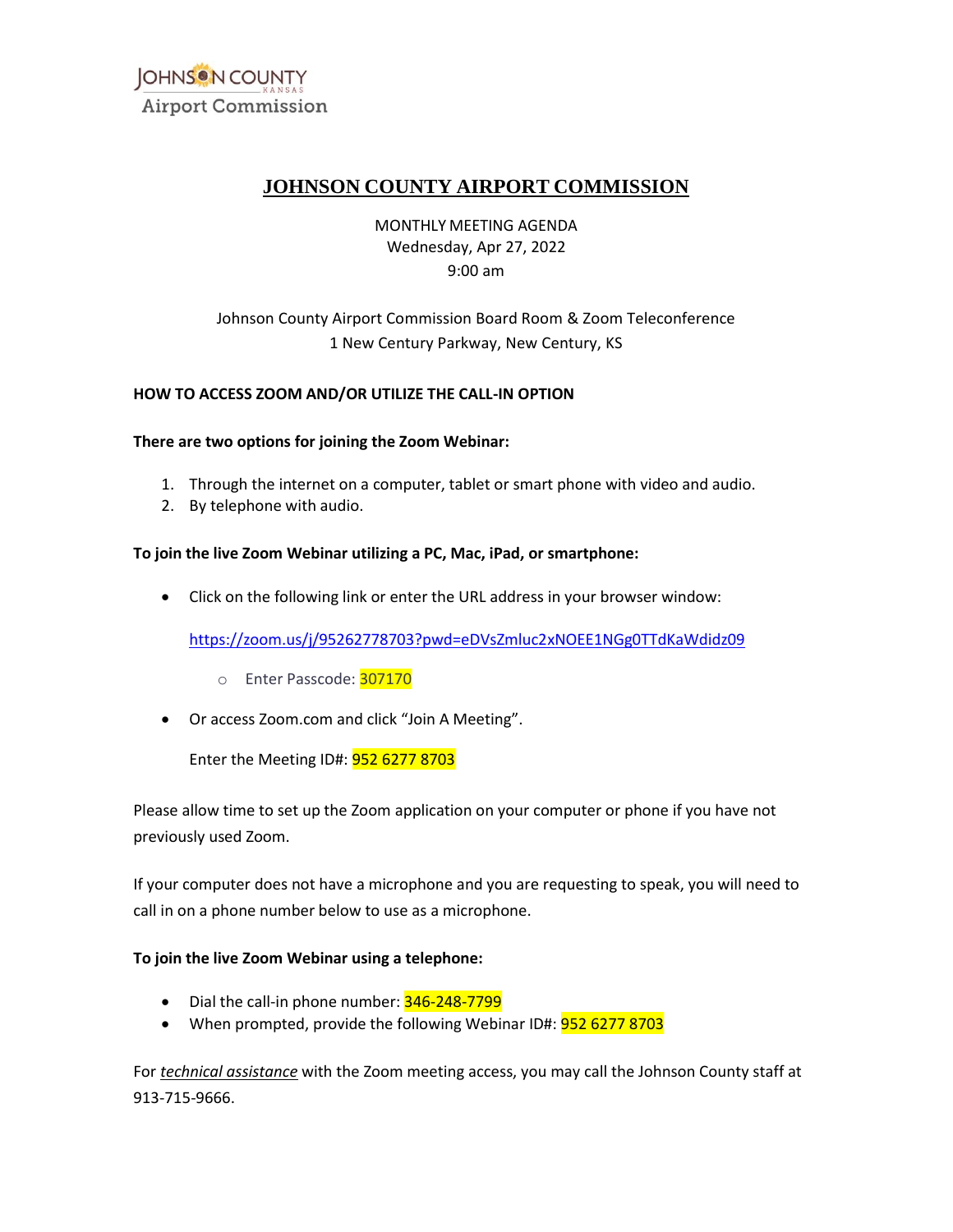JOHNSON COUNTY KANSAS
Airport Commission

# JOHNSON COUNTY AIRPORT COMMISSION

MONTHLY MEETING AGENDA
Wednesday, Apr 27, 2022
9:00 am

Johnson County Airport Commission Board Room & Zoom Teleconference
1 New Century Parkway, New Century, KS

**HOW TO ACCESS ZOOM AND/OR UTILIZE THE CALL-IN OPTION**

**There are two options for joining the Zoom Webinar:**

1. Through the internet on a computer, tablet or smart phone with video and audio.
2. By telephone with audio.

**To join the live Zoom Webinar utilizing a PC, Mac, iPad, or smartphone:**

- Click on the following link or enter the URL address in your browser window:

  https://zoom.us/j/95262778703?pwd=eDVsZmluc2xNOEE1NGg0TTdKaWdidz09

  - Enter Passcode: 307170

- Or access Zoom.com and click "Join A Meeting".

  Enter the Meeting ID#: 952 6277 8703

Please allow time to set up the Zoom application on your computer or phone if you have not previously used Zoom.

If your computer does not have a microphone and you are requesting to speak, you will need to call in on a phone number below to use as a microphone.

**To join the live Zoom Webinar using a telephone:**

- Dial the call-in phone number: 346-248-7799
- When prompted, provide the following Webinar ID#: 952 6277 8703

For *technical assistance* with the Zoom meeting access, you may call the Johnson County staff at 913-715-9666.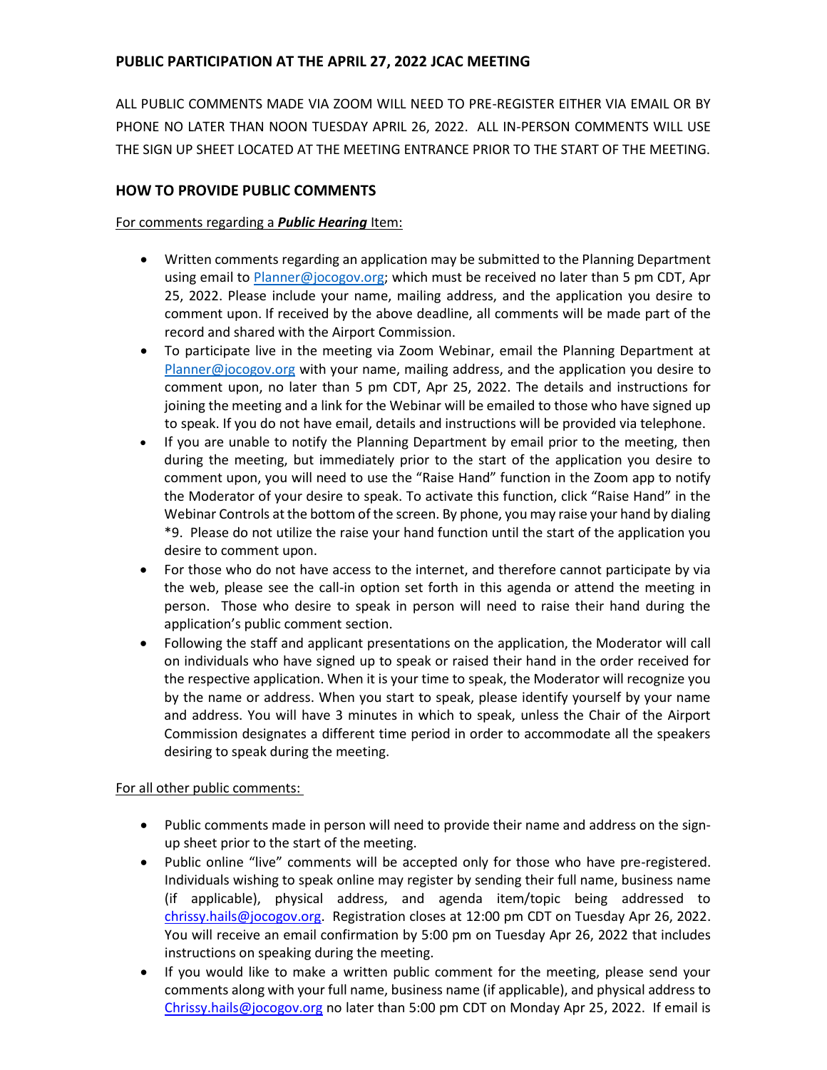## PUBLIC PARTICIPATION AT THE APRIL 27, 2022 JCAC MEETING

ALL PUBLIC COMMENTS MADE VIA ZOOM WILL NEED TO PRE-REGISTER EITHER VIA EMAIL OR BY PHONE NO LATER THAN NOON TUESDAY APRIL 26, 2022. ALL IN-PERSON COMMENTS WILL USE THE SIGN UP SHEET LOCATED AT THE MEETING ENTRANCE PRIOR TO THE START OF THE MEETING.

## HOW TO PROVIDE PUBLIC COMMENTS

For comments regarding a ***Public Hearing*** Item:

- Written comments regarding an application may be submitted to the Planning Department using email to Planner@jocogov.org; which must be received no later than 5 pm CDT, Apr 25, 2022. Please include your name, mailing address, and the application you desire to comment upon. If received by the above deadline, all comments will be made part of the record and shared with the Airport Commission.
- To participate live in the meeting via Zoom Webinar, email the Planning Department at Planner@jocogov.org with your name, mailing address, and the application you desire to comment upon, no later than 5 pm CDT, Apr 25, 2022. The details and instructions for joining the meeting and a link for the Webinar will be emailed to those who have signed up to speak. If you do not have email, details and instructions will be provided via telephone.
- If you are unable to notify the Planning Department by email prior to the meeting, then during the meeting, but immediately prior to the start of the application you desire to comment upon, you will need to use the "Raise Hand" function in the Zoom app to notify the Moderator of your desire to speak. To activate this function, click "Raise Hand" in the Webinar Controls at the bottom of the screen. By phone, you may raise your hand by dialing *9. Please do not utilize the raise your hand function until the start of the application you desire to comment upon.
- For those who do not have access to the internet, and therefore cannot participate by via the web, please see the call-in option set forth in this agenda or attend the meeting in person. Those who desire to speak in person will need to raise their hand during the application's public comment section.
- Following the staff and applicant presentations on the application, the Moderator will call on individuals who have signed up to speak or raised their hand in the order received for the respective application. When it is your time to speak, the Moderator will recognize you by the name or address. When you start to speak, please identify yourself by your name and address. You will have 3 minutes in which to speak, unless the Chair of the Airport Commission designates a different time period in order to accommodate all the speakers desiring to speak during the meeting.

For all other public comments:

- Public comments made in person will need to provide their name and address on the sign-up sheet prior to the start of the meeting.
- Public online "live" comments will be accepted only for those who have pre-registered. Individuals wishing to speak online may register by sending their full name, business name (if applicable), physical address, and agenda item/topic being addressed to chrissy.hails@jocogov.org. Registration closes at 12:00 pm CDT on Tuesday Apr 26, 2022. You will receive an email confirmation by 5:00 pm on Tuesday Apr 26, 2022 that includes instructions on speaking during the meeting.
- If you would like to make a written public comment for the meeting, please send your comments along with your full name, business name (if applicable), and physical address to Chrissy.hails@jocogov.org no later than 5:00 pm CDT on Monday Apr 25, 2022. If email is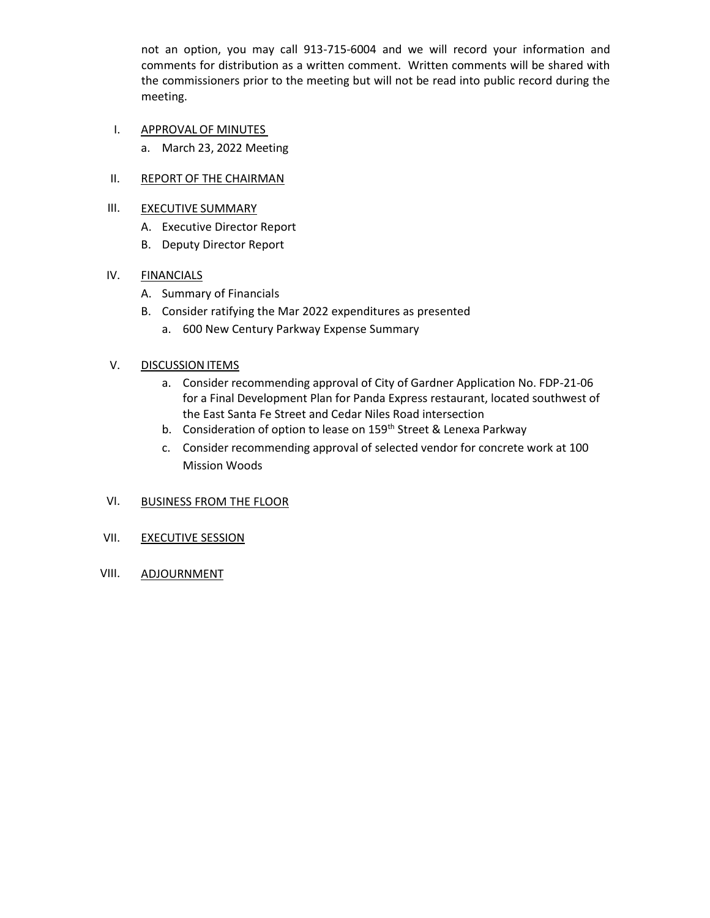not an option, you may call 913-715-6004 and we will record your information and comments for distribution as a written comment. Written comments will be shared with the commissioners prior to the meeting but will not be read into public record during the meeting.

I. APPROVAL OF MINUTES
   a. March 23, 2022 Meeting

II. REPORT OF THE CHAIRMAN

III. EXECUTIVE SUMMARY
   A. Executive Director Report
   B. Deputy Director Report

IV. FINANCIALS
   A. Summary of Financials
   B. Consider ratifying the Mar 2022 expenditures as presented
      a. 600 New Century Parkway Expense Summary

V. DISCUSSION ITEMS
   a. Consider recommending approval of City of Gardner Application No. FDP-21-06 for a Final Development Plan for Panda Express restaurant, located southwest of the East Santa Fe Street and Cedar Niles Road intersection
   b. Consideration of option to lease on 159th Street & Lenexa Parkway
   c. Consider recommending approval of selected vendor for concrete work at 100 Mission Woods

VI. BUSINESS FROM THE FLOOR

VII. EXECUTIVE SESSION

VIII. ADJOURNMENT